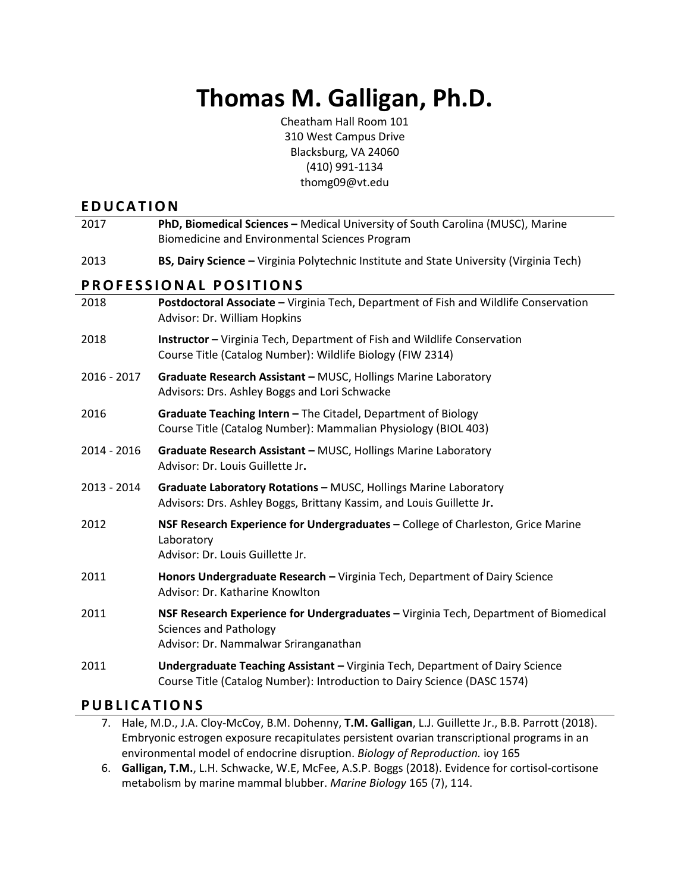# Thomas M. Galligan, Ph.D.

Cheatham Hall Room 101
310 West Campus Drive
Blacksburg, VA 24060
(410) 991-1134
thomg09@vt.edu

## EDUCATION

2017 — **PhD, Biomedical Sciences –** Medical University of South Carolina (MUSC), Marine Biomedicine and Environmental Sciences Program

2013 — **BS, Dairy Science –** Virginia Polytechnic Institute and State University (Virginia Tech)

## PROFESSIONAL POSITIONS

2018 — **Postdoctoral Associate –** Virginia Tech, Department of Fish and Wildlife Conservation
Advisor: Dr. William Hopkins

2018 — **Instructor –** Virginia Tech, Department of Fish and Wildlife Conservation
Course Title (Catalog Number): Wildlife Biology (FIW 2314)

2016 - 2017 — **Graduate Research Assistant –** MUSC, Hollings Marine Laboratory
Advisors: Drs. Ashley Boggs and Lori Schwacke

2016 — **Graduate Teaching Intern –** The Citadel, Department of Biology
Course Title (Catalog Number): Mammalian Physiology (BIOL 403)

2014 - 2016 — **Graduate Research Assistant –** MUSC, Hollings Marine Laboratory
Advisor: Dr. Louis Guillette Jr**.**

2013 - 2014 — **Graduate Laboratory Rotations –** MUSC, Hollings Marine Laboratory
Advisors: Drs. Ashley Boggs, Brittany Kassim, and Louis Guillette Jr**.**

2012 — **NSF Research Experience for Undergraduates –** College of Charleston, Grice Marine Laboratory
Advisor: Dr. Louis Guillette Jr.

2011 — **Honors Undergraduate Research –** Virginia Tech, Department of Dairy Science
Advisor: Dr. Katharine Knowlton

2011 — **NSF Research Experience for Undergraduates –** Virginia Tech, Department of Biomedical Sciences and Pathology
Advisor: Dr. Nammalwar Sriranganathan

2011 — **Undergraduate Teaching Assistant –** Virginia Tech, Department of Dairy Science
Course Title (Catalog Number): Introduction to Dairy Science (DASC 1574)

## PUBLICATIONS

7. Hale, M.D., J.A. Cloy-McCoy, B.M. Dohenny, **T.M. Galligan**, L.J. Guillette Jr., B.B. Parrott (2018). Embryonic estrogen exposure recapitulates persistent ovarian transcriptional programs in an environmental model of endocrine disruption. *Biology of Reproduction.* ioy 165
6. **Galligan, T.M.**, L.H. Schwacke, W.E, McFee, A.S.P. Boggs (2018). Evidence for cortisol-cortisone metabolism by marine mammal blubber. *Marine Biology* 165 (7), 114.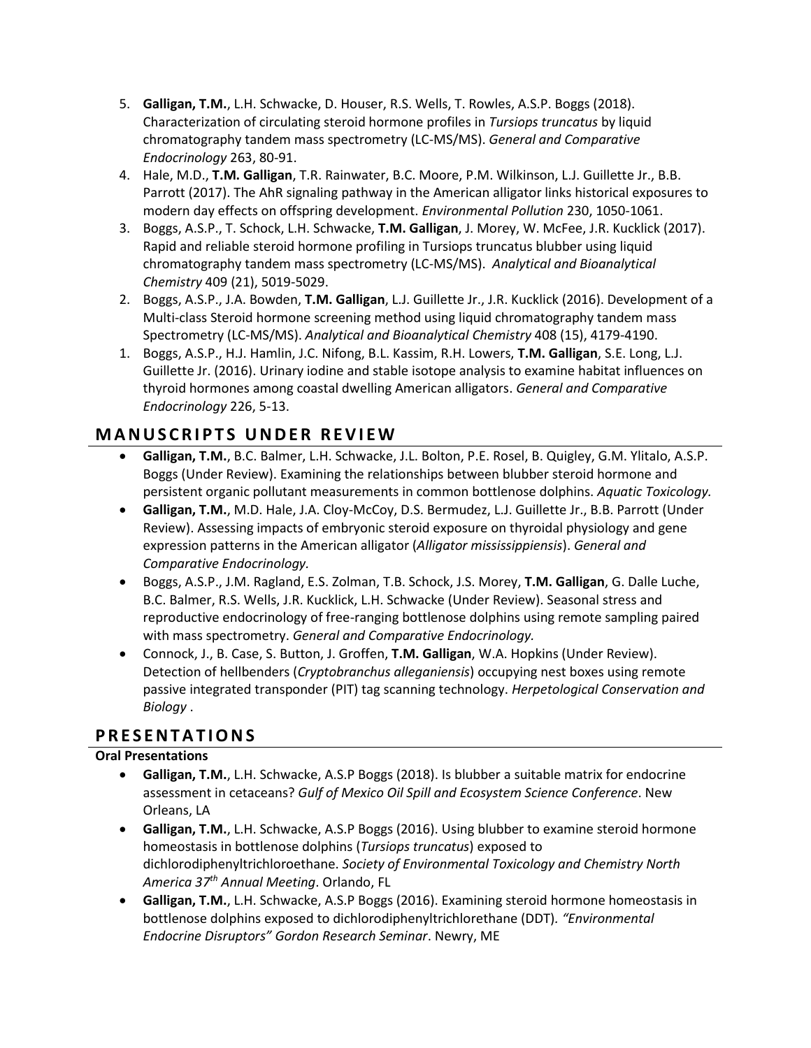5. **Galligan, T.M.**, L.H. Schwacke, D. Houser, R.S. Wells, T. Rowles, A.S.P. Boggs (2018). Characterization of circulating steroid hormone profiles in *Tursiops truncatus* by liquid chromatography tandem mass spectrometry (LC-MS/MS). *General and Comparative Endocrinology* 263, 80-91.
4. Hale, M.D., **T.M. Galligan**, T.R. Rainwater, B.C. Moore, P.M. Wilkinson, L.J. Guillette Jr., B.B. Parrott (2017). The AhR signaling pathway in the American alligator links historical exposures to modern day effects on offspring development. *Environmental Pollution* 230, 1050-1061.
3. Boggs, A.S.P., T. Schock, L.H. Schwacke, **T.M. Galligan**, J. Morey, W. McFee, J.R. Kucklick (2017). Rapid and reliable steroid hormone profiling in Tursiops truncatus blubber using liquid chromatography tandem mass spectrometry (LC-MS/MS). *Analytical and Bioanalytical Chemistry* 409 (21), 5019-5029.
2. Boggs, A.S.P., J.A. Bowden, **T.M. Galligan**, L.J. Guillette Jr., J.R. Kucklick (2016). Development of a Multi-class Steroid hormone screening method using liquid chromatography tandem mass Spectrometry (LC-MS/MS). *Analytical and Bioanalytical Chemistry* 408 (15), 4179-4190.
1. Boggs, A.S.P., H.J. Hamlin, J.C. Nifong, B.L. Kassim, R.H. Lowers, **T.M. Galligan**, S.E. Long, L.J. Guillette Jr. (2016). Urinary iodine and stable isotope analysis to examine habitat influences on thyroid hormones among coastal dwelling American alligators. *General and Comparative Endocrinology* 226, 5-13.

## MANUSCRIPTS UNDER REVIEW

- **Galligan, T.M.**, B.C. Balmer, L.H. Schwacke, J.L. Bolton, P.E. Rosel, B. Quigley, G.M. Ylitalo, A.S.P. Boggs (Under Review). Examining the relationships between blubber steroid hormone and persistent organic pollutant measurements in common bottlenose dolphins. *Aquatic Toxicology.*
- **Galligan, T.M.**, M.D. Hale, J.A. Cloy-McCoy, D.S. Bermudez, L.J. Guillette Jr., B.B. Parrott (Under Review). Assessing impacts of embryonic steroid exposure on thyroidal physiology and gene expression patterns in the American alligator (*Alligator mississippiensis*). *General and Comparative Endocrinology.*
- Boggs, A.S.P., J.M. Ragland, E.S. Zolman, T.B. Schock, J.S. Morey, **T.M. Galligan**, G. Dalle Luche, B.C. Balmer, R.S. Wells, J.R. Kucklick, L.H. Schwacke (Under Review). Seasonal stress and reproductive endocrinology of free-ranging bottlenose dolphins using remote sampling paired with mass spectrometry. *General and Comparative Endocrinology.*
- Connock, J., B. Case, S. Button, J. Groffen, **T.M. Galligan**, W.A. Hopkins (Under Review). Detection of hellbenders (*Cryptobranchus alleganiensis*) occupying nest boxes using remote passive integrated transponder (PIT) tag scanning technology. *Herpetological Conservation and Biology* .

## PRESENTATIONS

### Oral Presentations

- **Galligan, T.M.**, L.H. Schwacke, A.S.P Boggs (2018). Is blubber a suitable matrix for endocrine assessment in cetaceans? *Gulf of Mexico Oil Spill and Ecosystem Science Conference*. New Orleans, LA
- **Galligan, T.M.**, L.H. Schwacke, A.S.P Boggs (2016). Using blubber to examine steroid hormone homeostasis in bottlenose dolphins (*Tursiops truncatus*) exposed to dichlorodiphenyltrichloroethane. *Society of Environmental Toxicology and Chemistry North America 37th Annual Meeting*. Orlando, FL
- **Galligan, T.M.**, L.H. Schwacke, A.S.P Boggs (2016). Examining steroid hormone homeostasis in bottlenose dolphins exposed to dichlorodiphenyltrichlorethane (DDT). *"Environmental Endocrine Disruptors" Gordon Research Seminar*. Newry, ME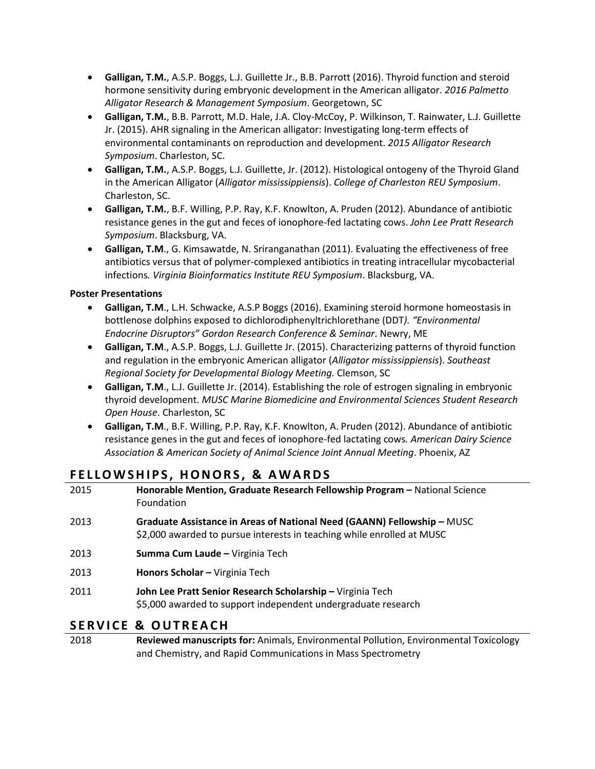- **Galligan, T.M.**, A.S.P. Boggs, L.J. Guillette Jr., B.B. Parrott (2016). Thyroid function and steroid hormone sensitivity during embryonic development in the American alligator. *2016 Palmetto Alligator Research & Management Symposium*. Georgetown, SC
- **Galligan, T.M.**, B.B. Parrott, M.D. Hale, J.A. Cloy-McCoy, P. Wilkinson, T. Rainwater, L.J. Guillette Jr. (2015). AHR signaling in the American alligator: Investigating long-term effects of environmental contaminants on reproduction and development. *2015 Alligator Research Symposium*. Charleston, SC.
- **Galligan, T.M.**, A.S.P. Boggs, L.J. Guillette, Jr. (2012). Histological ontogeny of the Thyroid Gland in the American Alligator (*Alligator mississippiensis*). *College of Charleston REU Symposium*. Charleston, SC.
- **Galligan, T.M.**, B.F. Willing, P.P. Ray, K.F. Knowlton, A. Pruden (2012). Abundance of antibiotic resistance genes in the gut and feces of ionophore-fed lactating cows. *John Lee Pratt Research Symposium*. Blacksburg, VA.
- **Galligan, T.M**., G. Kimsawatde, N. Sriranganathan (2011). Evaluating the effectiveness of free antibiotics versus that of polymer-complexed antibiotics in treating intracellular mycobacterial infections*. Virginia Bioinformatics Institute REU Symposium*. Blacksburg, VA.

**Poster Presentations**

- **Galligan, T.M**., L.H. Schwacke, A.S.P Boggs (2016). Examining steroid hormone homeostasis in bottlenose dolphins exposed to dichlorodiphenyltrichlorethane (DDT*). "Environmental Endocrine Disruptors" Gordon Research Conference & Seminar*. Newry, ME
- **Galligan, T.M**., A.S.P. Boggs, L.J. Guillette Jr. (2015). Characterizing patterns of thyroid function and regulation in the embryonic American alligator (*Alligator mississippiensis*). *Southeast Regional Society for Developmental Biology Meeting.* Clemson, SC
- **Galligan, T.M**., L.J. Guillette Jr. (2014). Establishing the role of estrogen signaling in embryonic thyroid development. *MUSC Marine Biomedicine and Environmental Sciences Student Research Open House*. Charleston, SC
- **Galligan, T.M**., B.F. Willing, P.P. Ray, K.F. Knowlton, A. Pruden (2012). Abundance of antibiotic resistance genes in the gut and feces of ionophore-fed lactating cows*. American Dairy Science Association & American Society of Animal Science Joint Annual Meeting*. Phoenix, AZ

## FELLOWSHIPS, HONORS, & AWARDS

| | |
|---|---|
| 2015 | **Honorable Mention, Graduate Research Fellowship Program –** National Science Foundation |
| 2013 | **Graduate Assistance in Areas of National Need (GAANN) Fellowship –** MUSC<br>$2,000 awarded to pursue interests in teaching while enrolled at MUSC |
| 2013 | **Summa Cum Laude –** Virginia Tech |
| 2013 | **Honors Scholar –** Virginia Tech |
| 2011 | **John Lee Pratt Senior Research Scholarship –** Virginia Tech<br>$5,000 awarded to support independent undergraduate research |

## SERVICE & OUTREACH

| | |
|---|---|
| 2018 | **Reviewed manuscripts for:** Animals, Environmental Pollution, Environmental Toxicology and Chemistry, and Rapid Communications in Mass Spectrometry |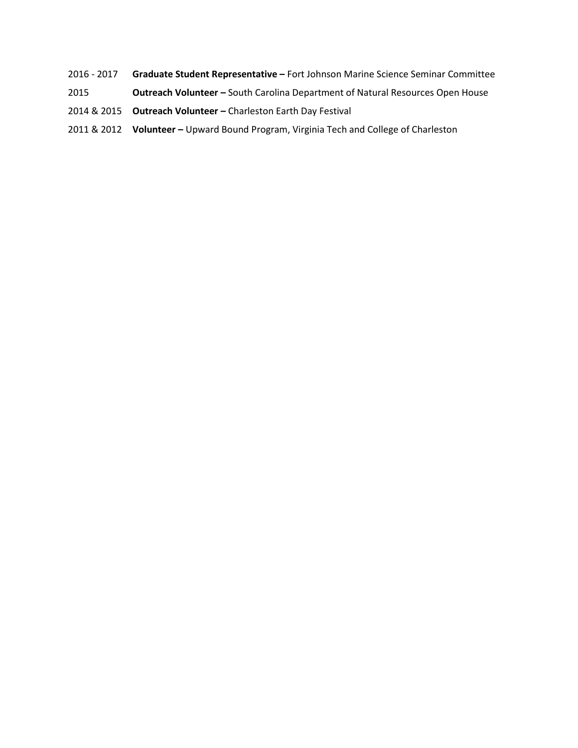2016 - 2017 **Graduate Student Representative –** Fort Johnson Marine Science Seminar Committee

2015 **Outreach Volunteer –** South Carolina Department of Natural Resources Open House

2014 & 2015 **Outreach Volunteer –** Charleston Earth Day Festival

2011 & 2012 **Volunteer –** Upward Bound Program, Virginia Tech and College of Charleston